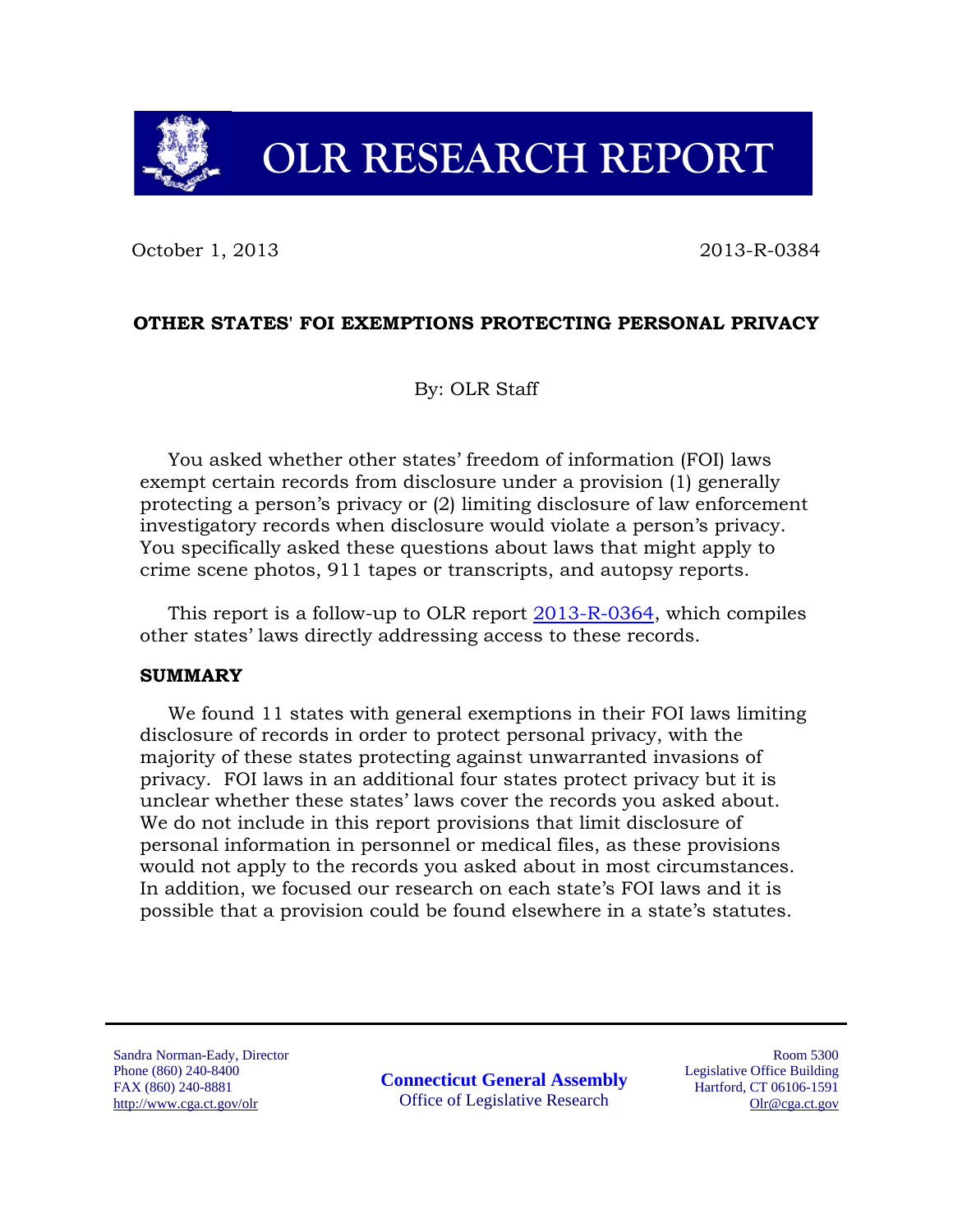# OLR RESEARCH REPORT

October 1, 2013 2013-R-0384

## OTHER STATES' FOI EXEMPTIONS PROTECTING PERSONAL PRIVACY

By: OLR Staff

You asked whether other states' freedom of information (FOI) laws exempt certain records from disclosure under a provision (1) generally protecting a person's privacy or (2) limiting disclosure of law enforcement investigatory records when disclosure would violate a person's privacy. You specifically asked these questions about laws that might apply to crime scene photos, 911 tapes or transcripts, and autopsy reports.

This report is a follow-up to OLR report 2013-R-0364, which compiles other states' laws directly addressing access to these records.

### SUMMARY

We found 11 states with general exemptions in their FOI laws limiting disclosure of records in order to protect personal privacy, with the majority of these states protecting against unwarranted invasions of privacy. FOI laws in an additional four states protect privacy but it is unclear whether these states' laws cover the records you asked about. We do not include in this report provisions that limit disclosure of personal information in personnel or medical files, as these provisions would not apply to the records you asked about in most circumstances. In addition, we focused our research on each state's FOI laws and it is possible that a provision could be found elsewhere in a state's statutes.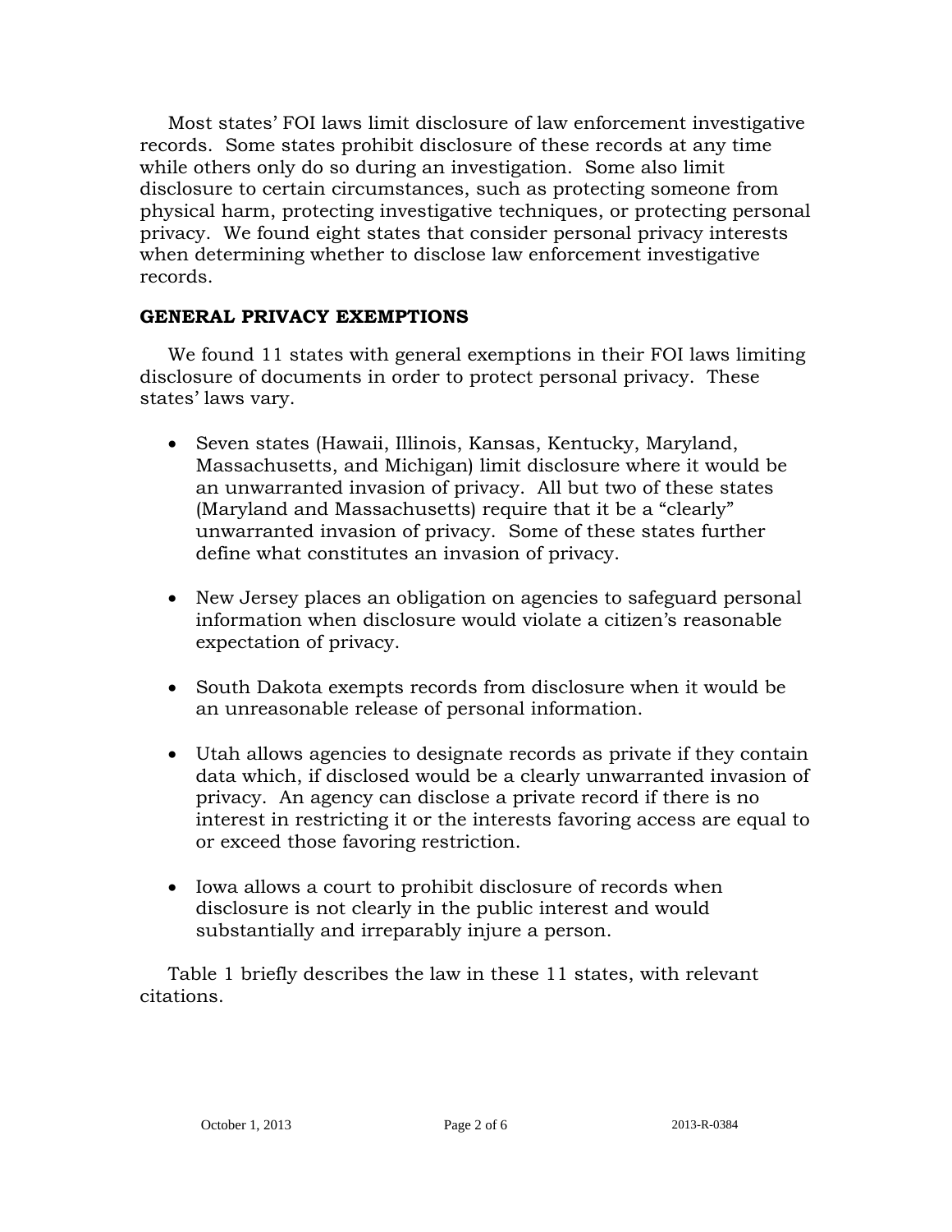Most states' FOI laws limit disclosure of law enforcement investigative records. Some states prohibit disclosure of these records at any time while others only do so during an investigation. Some also limit disclosure to certain circumstances, such as protecting someone from physical harm, protecting investigative techniques, or protecting personal privacy. We found eight states that consider personal privacy interests when determining whether to disclose law enforcement investigative records.

## GENERAL PRIVACY EXEMPTIONS

We found 11 states with general exemptions in their FOI laws limiting disclosure of documents in order to protect personal privacy. These states' laws vary.

- Seven states (Hawaii, Illinois, Kansas, Kentucky, Maryland, Massachusetts, and Michigan) limit disclosure where it would be an unwarranted invasion of privacy. All but two of these states (Maryland and Massachusetts) require that it be a "clearly" unwarranted invasion of privacy. Some of these states further define what constitutes an invasion of privacy.

- New Jersey places an obligation on agencies to safeguard personal information when disclosure would violate a citizen's reasonable expectation of privacy.

- South Dakota exempts records from disclosure when it would be an unreasonable release of personal information.

- Utah allows agencies to designate records as private if they contain data which, if disclosed would be a clearly unwarranted invasion of privacy. An agency can disclose a private record if there is no interest in restricting it or the interests favoring access are equal to or exceed those favoring restriction.

- Iowa allows a court to prohibit disclosure of records when disclosure is not clearly in the public interest and would substantially and irreparably injure a person.

Table 1 briefly describes the law in these 11 states, with relevant citations.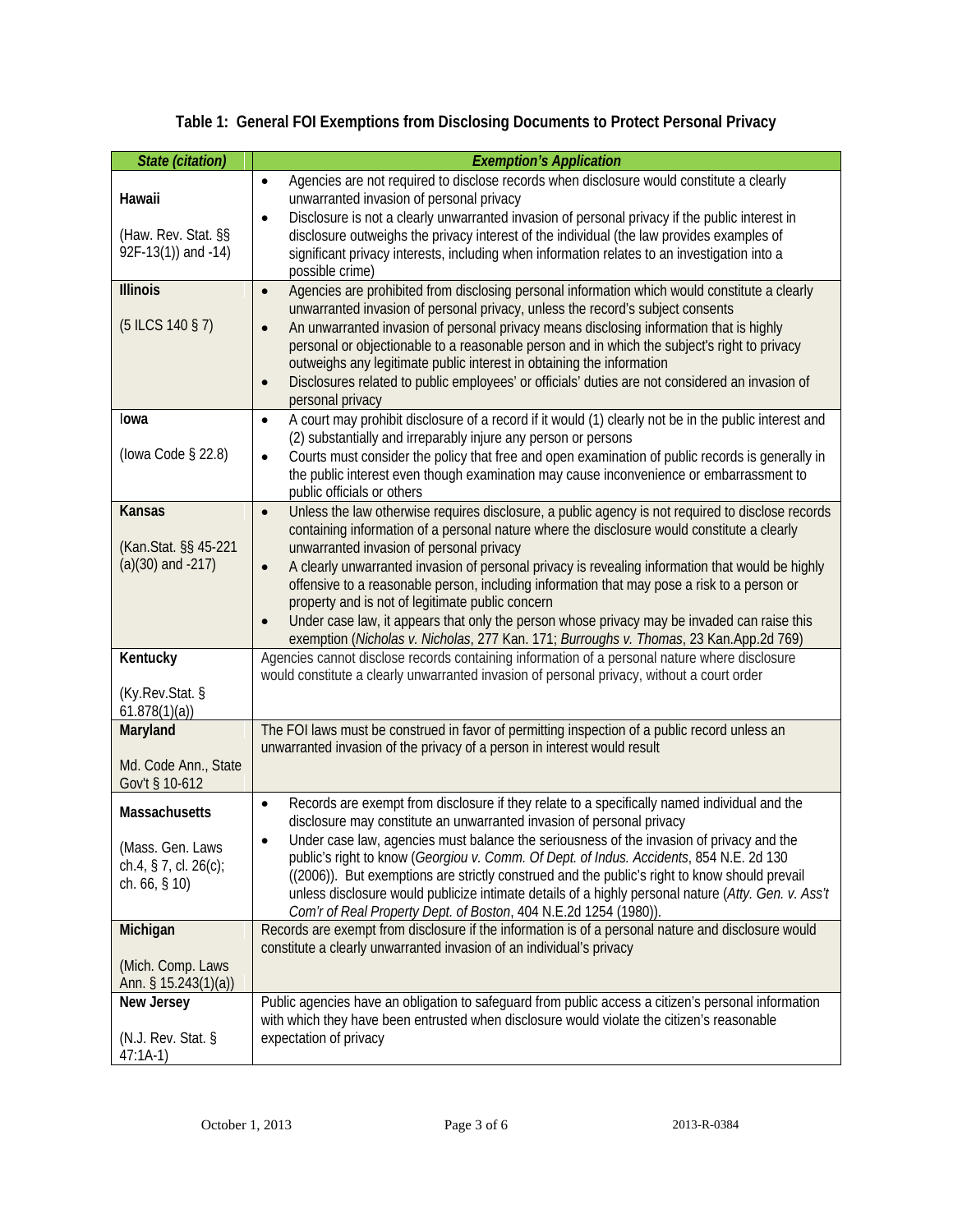# Table 1: General FOI Exemptions from Disclosing Documents to Protect Personal Privacy

| *State (citation)* | *Exemption's Application* |
|---|---|
| **Hawaii**<br><br>(Haw. Rev. Stat. §§ 92F-13(1)) and -14) | • Agencies are not required to disclose records when disclosure would constitute a clearly unwarranted invasion of personal privacy<br>• Disclosure is not a clearly unwarranted invasion of personal privacy if the public interest in disclosure outweighs the privacy interest of the individual (the law provides examples of significant privacy interests, including when information relates to an investigation into a possible crime) |
| **Illinois**<br><br>(5 ILCS 140 § 7) | • Agencies are prohibited from disclosing personal information which would constitute a clearly unwarranted invasion of personal privacy, unless the record's subject consents<br>• An unwarranted invasion of personal privacy means disclosing information that is highly personal or objectionable to a reasonable person and in which the subject's right to privacy outweighs any legitimate public interest in obtaining the information<br>• Disclosures related to public employees' or officials' duties are not considered an invasion of personal privacy |
| **Iowa**<br><br>(Iowa Code § 22.8) | • A court may prohibit disclosure of a record if it would (1) clearly not be in the public interest and (2) substantially and irreparably injure any person or persons<br>• Courts must consider the policy that free and open examination of public records is generally in the public interest even though examination may cause inconvenience or embarrassment to public officials or others |
| **Kansas**<br><br>(Kan.Stat. §§ 45-221 (a)(30) and -217) | • Unless the law otherwise requires disclosure, a public agency is not required to disclose records containing information of a personal nature where the disclosure would constitute a clearly unwarranted invasion of personal privacy<br>• A clearly unwarranted invasion of personal privacy is revealing information that would be highly offensive to a reasonable person, including information that may pose a risk to a person or property and is not of legitimate public concern<br>• Under case law, it appears that only the person whose privacy may be invaded can raise this exemption (*Nicholas v. Nicholas*, 277 Kan. 171; *Burroughs v. Thomas*, 23 Kan.App.2d 769) |
| **Kentucky**<br><br>(Ky.Rev.Stat. § 61.878(1)(a)) | Agencies cannot disclose records containing information of a personal nature where disclosure would constitute a clearly unwarranted invasion of personal privacy, without a court order |
| **Maryland**<br><br>Md. Code Ann., State Gov't § 10-612 | The FOI laws must be construed in favor of permitting inspection of a public record unless an unwarranted invasion of the privacy of a person in interest would result |
| **Massachusetts**<br><br>(Mass. Gen. Laws ch.4, § 7, cl. 26(c); ch. 66, § 10) | • Records are exempt from disclosure if they relate to a specifically named individual and the disclosure may constitute an unwarranted invasion of personal privacy<br>• Under case law, agencies must balance the seriousness of the invasion of privacy and the public's right to know (*Georgiou v. Comm. Of Dept. of Indus. Accidents*, 854 N.E. 2d 130 ((2006)). But exemptions are strictly construed and the public's right to know should prevail unless disclosure would publicize intimate details of a highly personal nature (*Atty. Gen. v. Ass't Com'r of Real Property Dept. of Boston*, 404 N.E.2d 1254 (1980)). |
| **Michigan**<br><br>(Mich. Comp. Laws Ann. § 15.243(1)(a)) | Records are exempt from disclosure if the information is of a personal nature and disclosure would constitute a clearly unwarranted invasion of an individual's privacy |
| **New Jersey**<br><br>(N.J. Rev. Stat. § 47:1A-1) | Public agencies have an obligation to safeguard from public access a citizen's personal information with which they have been entrusted when disclosure would violate the citizen's reasonable expectation of privacy |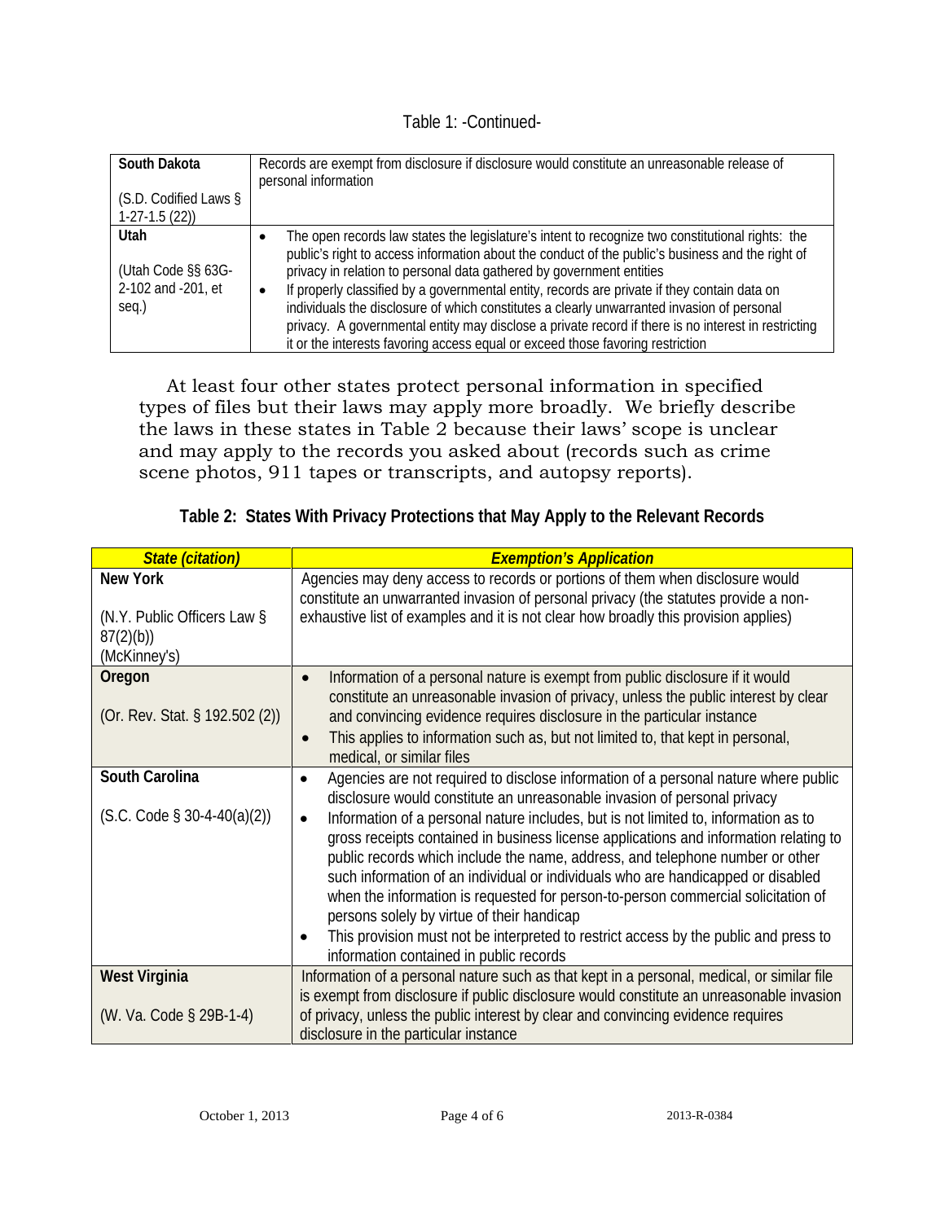Table 1: -Continued-

| | |
|---|---|
| **South Dakota**<br><br>(S.D. Codified Laws § 1-27-1.5 (22)) | Records are exempt from disclosure if disclosure would constitute an unreasonable release of personal information |
| **Utah**<br><br>(Utah Code §§ 63G-2-102 and -201, et seq.) | • The open records law states the legislature's intent to recognize two constitutional rights: the public's right to access information about the conduct of the public's business and the right of privacy in relation to personal data gathered by government entities<br>• If properly classified by a governmental entity, records are private if they contain data on individuals the disclosure of which constitutes a clearly unwarranted invasion of personal privacy. A governmental entity may disclose a private record if there is no interest in restricting it or the interests favoring access equal or exceed those favoring restriction |

At least four other states protect personal information in specified types of files but their laws may apply more broadly. We briefly describe the laws in these states in Table 2 because their laws' scope is unclear and may apply to the records you asked about (records such as crime scene photos, 911 tapes or transcripts, and autopsy reports).

**Table 2: States With Privacy Protections that May Apply to the Relevant Records**

| ***State (citation)*** | ***Exemption's Application*** |
|---|---|
| **New York**<br><br>(N.Y. Public Officers Law § 87(2)(b)) (McKinney's) | Agencies may deny access to records or portions of them when disclosure would constitute an unwarranted invasion of personal privacy (the statutes provide a non-exhaustive list of examples and it is not clear how broadly this provision applies) |
| **Oregon**<br><br>(Or. Rev. Stat. § 192.502 (2)) | • Information of a personal nature is exempt from public disclosure if it would constitute an unreasonable invasion of privacy, unless the public interest by clear and convincing evidence requires disclosure in the particular instance<br>• This applies to information such as, but not limited to, that kept in personal, medical, or similar files |
| **South Carolina**<br><br>(S.C. Code § 30-4-40(a)(2)) | • Agencies are not required to disclose information of a personal nature where public disclosure would constitute an unreasonable invasion of personal privacy<br>• Information of a personal nature includes, but is not limited to, information as to gross receipts contained in business license applications and information relating to public records which include the name, address, and telephone number or other such information of an individual or individuals who are handicapped or disabled when the information is requested for person-to-person commercial solicitation of persons solely by virtue of their handicap<br>• This provision must not be interpreted to restrict access by the public and press to information contained in public records |
| **West Virginia**<br><br>(W. Va. Code § 29B-1-4) | Information of a personal nature such as that kept in a personal, medical, or similar file is exempt from disclosure if public disclosure would constitute an unreasonable invasion of privacy, unless the public interest by clear and convincing evidence requires disclosure in the particular instance |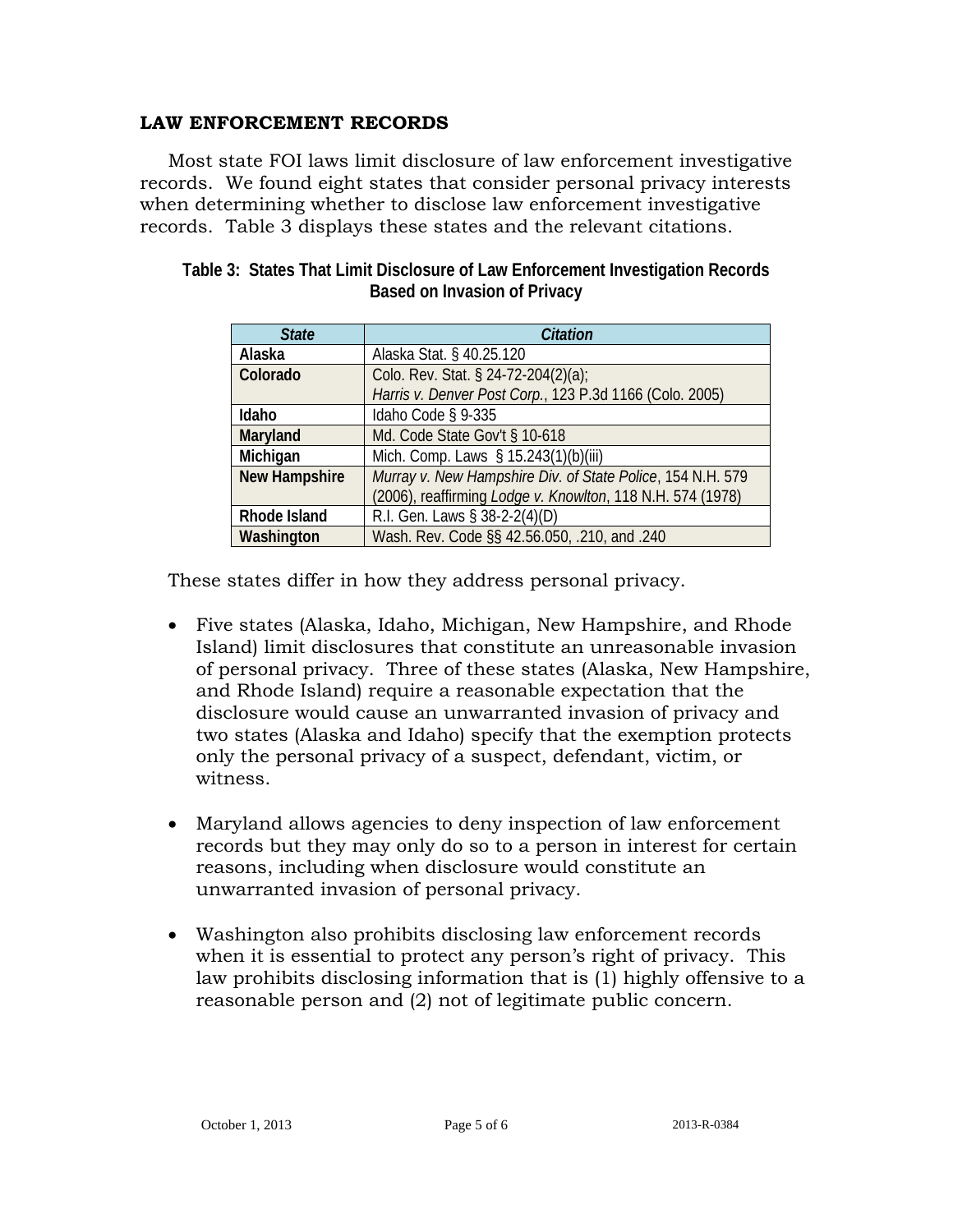## LAW ENFORCEMENT RECORDS

Most state FOI laws limit disclosure of law enforcement investigative records. We found eight states that consider personal privacy interests when determining whether to disclose law enforcement investigative records. Table 3 displays these states and the relevant citations.

**Table 3: States That Limit Disclosure of Law Enforcement Investigation Records Based on Invasion of Privacy**

| *State* | *Citation* |
|---|---|
| **Alaska** | Alaska Stat. § 40.25.120 |
| **Colorado** | Colo. Rev. Stat. § 24-72-204(2)(a); *Harris v. Denver Post Corp.*, 123 P.3d 1166 (Colo. 2005) |
| **Idaho** | Idaho Code § 9-335 |
| **Maryland** | Md. Code State Gov't § 10-618 |
| **Michigan** | Mich. Comp. Laws § 15.243(1)(b)(iii) |
| **New Hampshire** | *Murray v. New Hampshire Div. of State Police*, 154 N.H. 579 (2006), reaffirming *Lodge v. Knowlton*, 118 N.H. 574 (1978) |
| **Rhode Island** | R.I. Gen. Laws § 38-2-2(4)(D) |
| **Washington** | Wash. Rev. Code §§ 42.56.050, .210, and .240 |

These states differ in how they address personal privacy.

- Five states (Alaska, Idaho, Michigan, New Hampshire, and Rhode Island) limit disclosures that constitute an unreasonable invasion of personal privacy. Three of these states (Alaska, New Hampshire, and Rhode Island) require a reasonable expectation that the disclosure would cause an unwarranted invasion of privacy and two states (Alaska and Idaho) specify that the exemption protects only the personal privacy of a suspect, defendant, victim, or witness.

- Maryland allows agencies to deny inspection of law enforcement records but they may only do so to a person in interest for certain reasons, including when disclosure would constitute an unwarranted invasion of personal privacy.

- Washington also prohibits disclosing law enforcement records when it is essential to protect any person's right of privacy. This law prohibits disclosing information that is (1) highly offensive to a reasonable person and (2) not of legitimate public concern.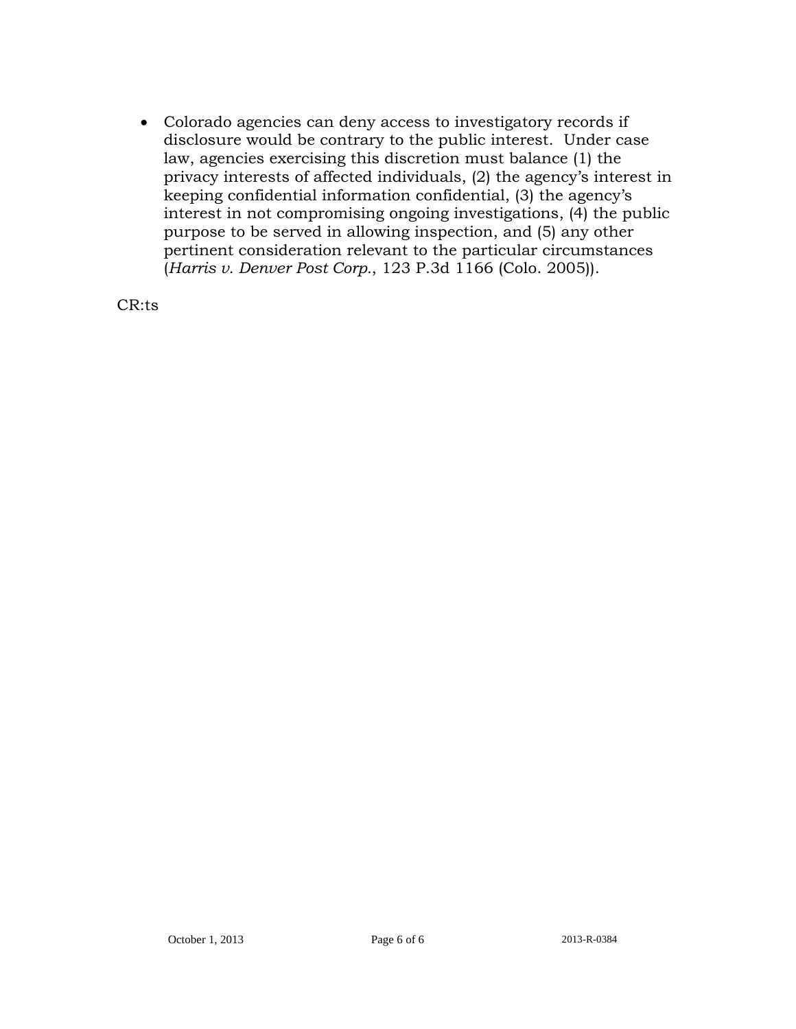- Colorado agencies can deny access to investigatory records if disclosure would be contrary to the public interest. Under case law, agencies exercising this discretion must balance (1) the privacy interests of affected individuals, (2) the agency's interest in keeping confidential information confidential, (3) the agency's interest in not compromising ongoing investigations, (4) the public purpose to be served in allowing inspection, and (5) any other pertinent consideration relevant to the particular circumstances (*Harris v. Denver Post Corp.*, 123 P.3d 1166 (Colo. 2005)).

CR:ts